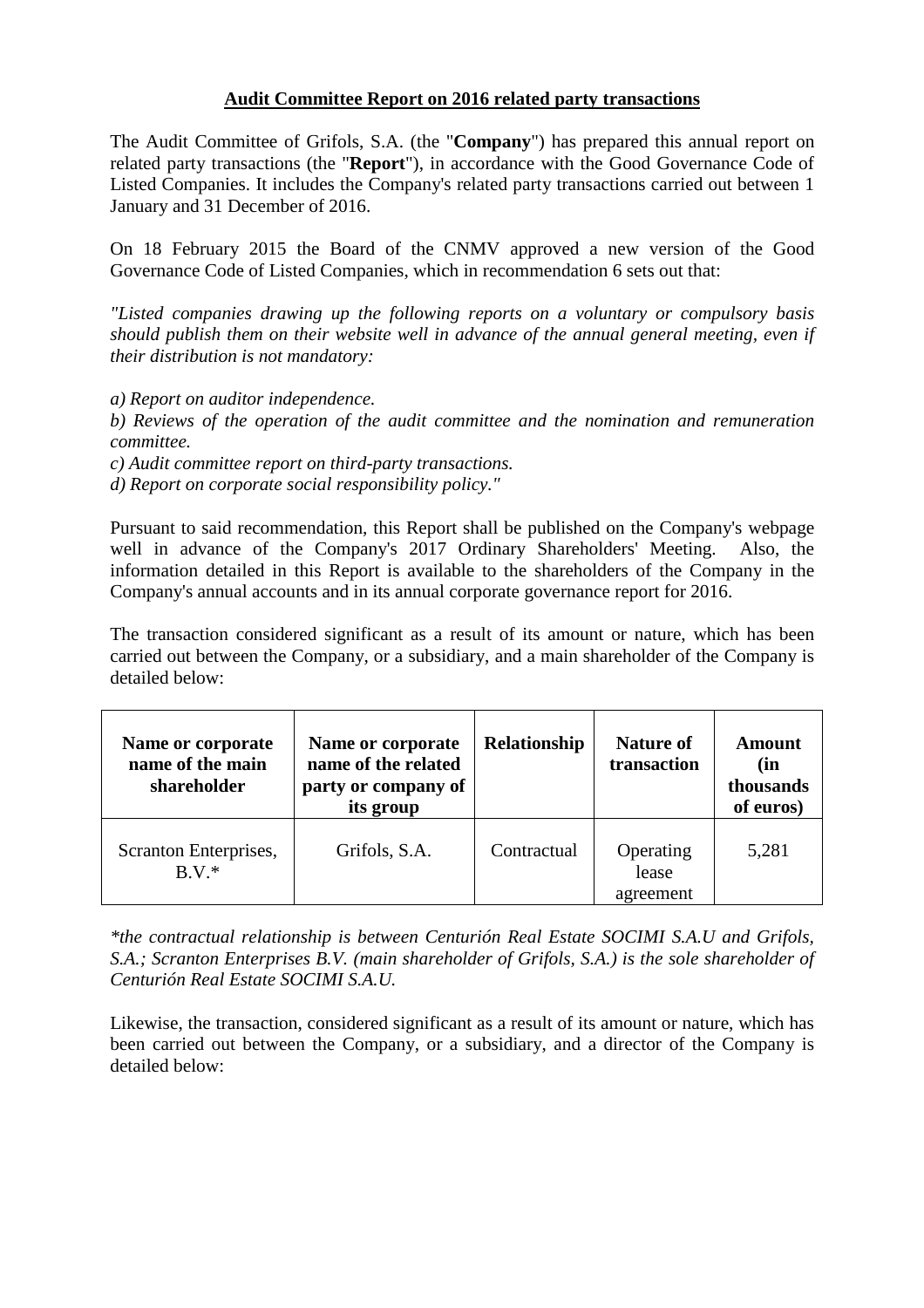# Audit Committee Report on 2016 related party transactions

The Audit Committee of Grifols, S.A. (the "**Company**") has prepared this annual report on related party transactions (the "**Report**"), in accordance with the Good Governance Code of Listed Companies. It includes the Company's related party transactions carried out between 1 January and 31 December of 2016.

On 18 February 2015 the Board of the CNMV approved a new version of the Good Governance Code of Listed Companies, which in recommendation 6 sets out that:

*"Listed companies drawing up the following reports on a voluntary or compulsory basis should publish them on their website well in advance of the annual general meeting, even if their distribution is not mandatory:*

*a) Report on auditor independence.*
*b) Reviews of the operation of the audit committee and the nomination and remuneration committee.*
*c) Audit committee report on third-party transactions.*
*d) Report on corporate social responsibility policy."*

Pursuant to said recommendation, this Report shall be published on the Company's webpage well in advance of the Company's 2017 Ordinary Shareholders' Meeting. Also, the information detailed in this Report is available to the shareholders of the Company in the Company's annual accounts and in its annual corporate governance report for 2016.

The transaction considered significant as a result of its amount or nature, which has been carried out between the Company, or a subsidiary, and a main shareholder of the Company is detailed below:

| Name or corporate name of the main shareholder | Name or corporate name of the related party or company of its group | Relationship | Nature of transaction | Amount (in thousands of euros) |
|---|---|---|---|---|
| Scranton Enterprises, B.V.* | Grifols, S.A. | Contractual | Operating lease agreement | 5,281 |

*\*the contractual relationship is between Centurión Real Estate SOCIMI S.A.U and Grifols, S.A.; Scranton Enterprises B.V. (main shareholder of Grifols, S.A.) is the sole shareholder of Centurión Real Estate SOCIMI S.A.U.*

Likewise, the transaction, considered significant as a result of its amount or nature, which has been carried out between the Company, or a subsidiary, and a director of the Company is detailed below: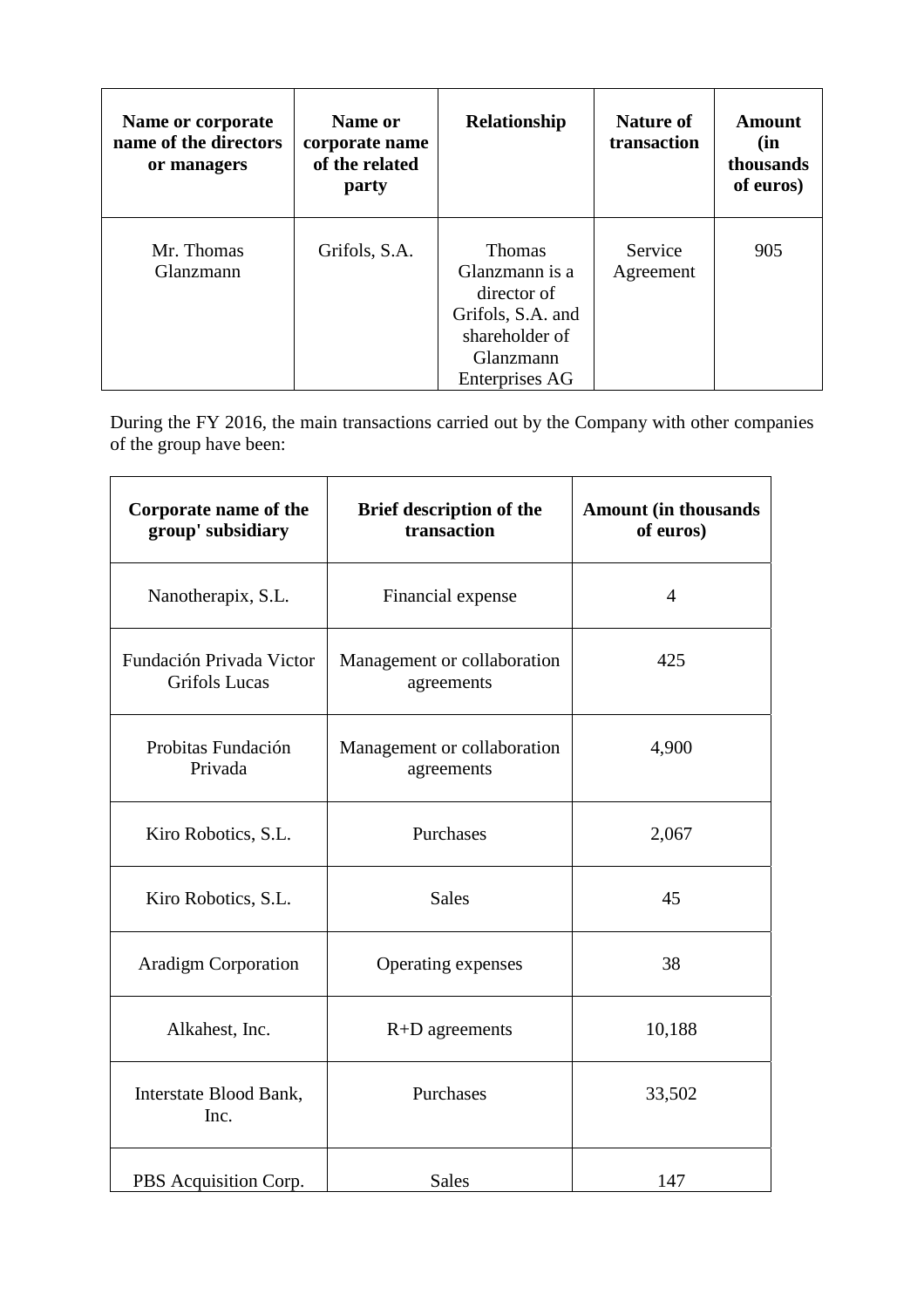| Name or corporate name of the directors or managers | Name or corporate name of the related party | Relationship | Nature of transaction | Amount (in thousands of euros) |
|---|---|---|---|---|
| Mr. Thomas Glanzmann | Grifols, S.A. | Thomas Glanzmann is a director of Grifols, S.A. and shareholder of Glanzmann Enterprises AG | Service Agreement | 905 |

During the FY 2016, the main transactions carried out by the Company with other companies of the group have been:

| Corporate name of the group' subsidiary | Brief description of the transaction | Amount (in thousands of euros) |
|---|---|---|
| Nanotherapix, S.L. | Financial expense | 4 |
| Fundación Privada Victor Grifols Lucas | Management or collaboration agreements | 425 |
| Probitas Fundación Privada | Management or collaboration agreements | 4,900 |
| Kiro Robotics, S.L. | Purchases | 2,067 |
| Kiro Robotics, S.L. | Sales | 45 |
| Aradigm Corporation | Operating expenses | 38 |
| Alkahest, Inc. | R+D agreements | 10,188 |
| Interstate Blood Bank, Inc. | Purchases | 33,502 |
| PBS Acquisition Corp. | Sales | 147 |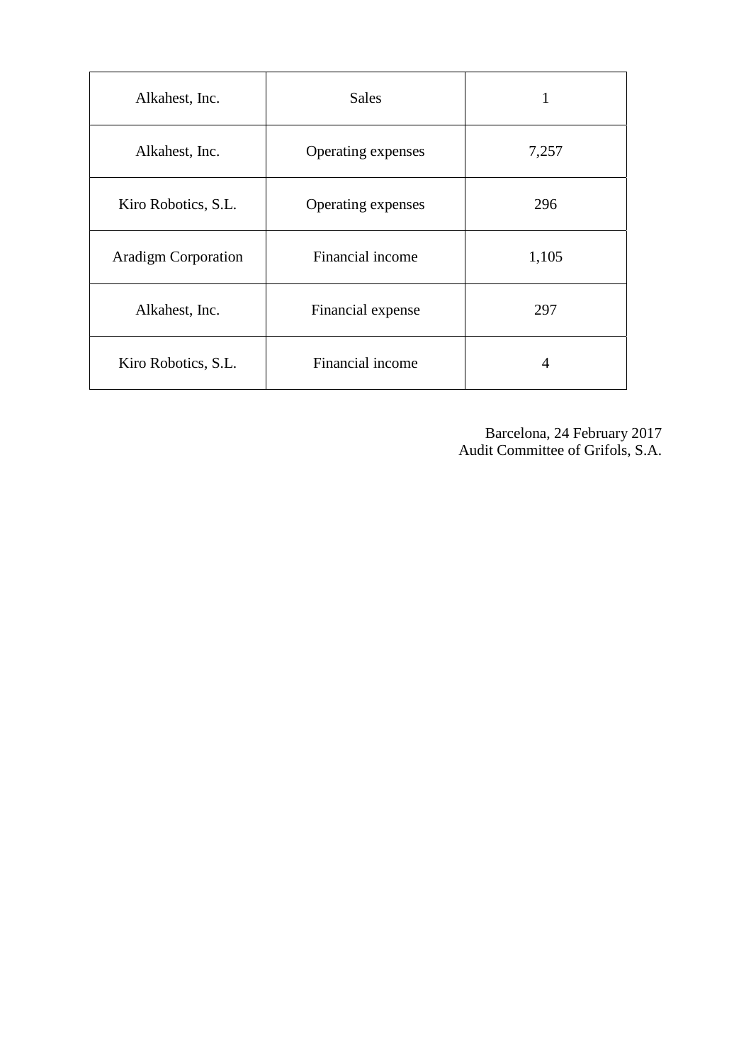| | | |
|---|---|---|
| Alkahest, Inc. | Sales | 1 |
| Alkahest, Inc. | Operating expenses | 7,257 |
| Kiro Robotics, S.L. | Operating expenses | 296 |
| Aradigm Corporation | Financial income | 1,105 |
| Alkahest, Inc. | Financial expense | 297 |
| Kiro Robotics, S.L. | Financial income | 4 |

Barcelona, 24 February 2017
Audit Committee of Grifols, S.A.